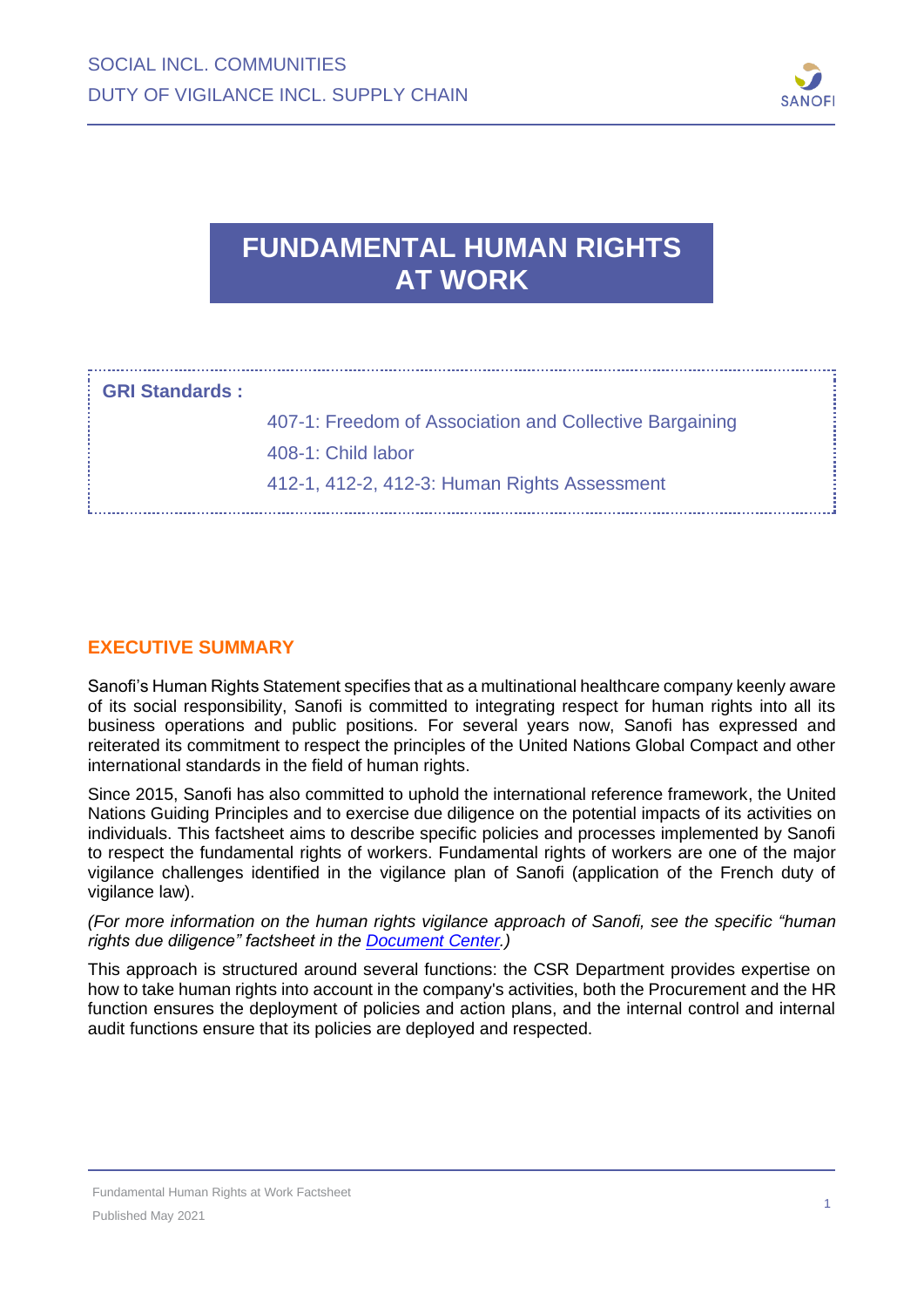# FUNDAMENTAL HUMAN RIGHTS AT WORK

**GRI Standards :**

407-1: Freedom of Association and Collective Bargaining

408-1: Child labor

412-1, 412-2, 412-3: Human Rights Assessment

## EXECUTIVE SUMMARY

Sanofi's Human Rights Statement specifies that as a multinational healthcare company keenly aware of its social responsibility, Sanofi is committed to integrating respect for human rights into all its business operations and public positions. For several years now, Sanofi has expressed and reiterated its commitment to respect the principles of the United Nations Global Compact and other international standards in the field of human rights.

Since 2015, Sanofi has also committed to uphold the international reference framework, the United Nations Guiding Principles and to exercise due diligence on the potential impacts of its activities on individuals. This factsheet aims to describe specific policies and processes implemented by Sanofi to respect the fundamental rights of workers. Fundamental rights of workers are one of the major vigilance challenges identified in the vigilance plan of Sanofi (application of the French duty of vigilance law).

*(For more information on the human rights vigilance approach of Sanofi, see the specific "human rights due diligence" factsheet in the [Document Center](Document Center).)*

This approach is structured around several functions: the CSR Department provides expertise on how to take human rights into account in the company's activities, both the Procurement and the HR function ensures the deployment of policies and action plans, and the internal control and internal audit functions ensure that its policies are deployed and respected.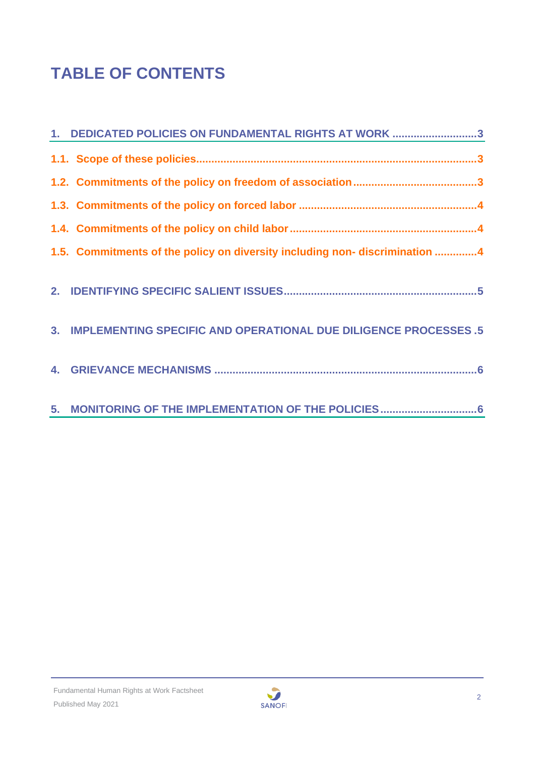# TABLE OF CONTENTS

1. DEDICATED POLICIES ON FUNDAMENTAL RIGHTS AT WORK ............................3

1.1. Scope of these policies..........................................................................................3

1.2. Commitments of the policy on freedom of association.........................................3

1.3. Commitments of the policy on forced labor ..........................................................4

1.4. Commitments of the policy on child labor..............................................................4

1.5. Commitments of the policy on diversity including non- discrimination ..............4

2. IDENTIFYING SPECIFIC SALIENT ISSUES...............................................................5

3. IMPLEMENTING SPECIFIC AND OPERATIONAL DUE DILIGENCE PROCESSES .5

4. GRIEVANCE MECHANISMS .......................................................................................6

5. MONITORING OF THE IMPLEMENTATION OF THE POLICIES................................6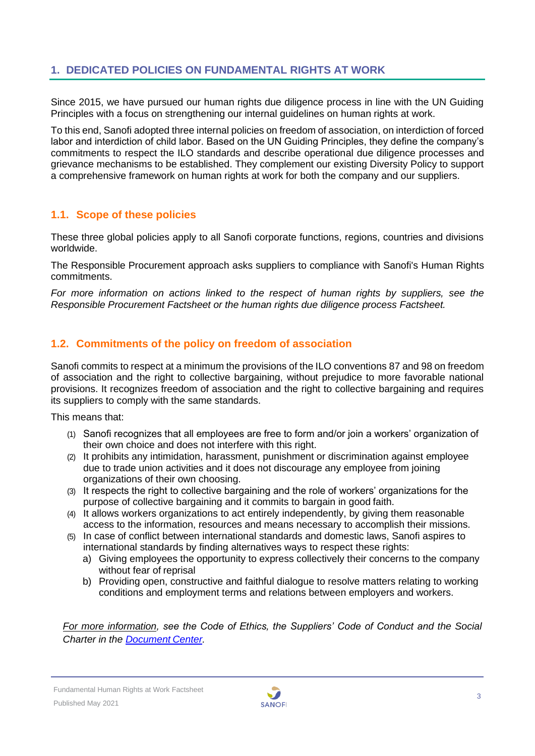## 1. DEDICATED POLICIES ON FUNDAMENTAL RIGHTS AT WORK

Since 2015, we have pursued our human rights due diligence process in line with the UN Guiding Principles with a focus on strengthening our internal guidelines on human rights at work.

To this end, Sanofi adopted three internal policies on freedom of association, on interdiction of forced labor and interdiction of child labor. Based on the UN Guiding Principles, they define the company's commitments to respect the ILO standards and describe operational due diligence processes and grievance mechanisms to be established. They complement our existing Diversity Policy to support a comprehensive framework on human rights at work for both the company and our suppliers.

### 1.1. Scope of these policies

These three global policies apply to all Sanofi corporate functions, regions, countries and divisions worldwide.

The Responsible Procurement approach asks suppliers to compliance with Sanofi's Human Rights commitments.

*For more information on actions linked to the respect of human rights by suppliers, see the Responsible Procurement Factsheet or the human rights due diligence process Factsheet.*

### 1.2. Commitments of the policy on freedom of association

Sanofi commits to respect at a minimum the provisions of the ILO conventions 87 and 98 on freedom of association and the right to collective bargaining, without prejudice to more favorable national provisions. It recognizes freedom of association and the right to collective bargaining and requires its suppliers to comply with the same standards.

This means that:

(1) Sanofi recognizes that all employees are free to form and/or join a workers' organization of their own choice and does not interfere with this right.
(2) It prohibits any intimidation, harassment, punishment or discrimination against employee due to trade union activities and it does not discourage any employee from joining organizations of their own choosing.
(3) It respects the right to collective bargaining and the role of workers' organizations for the purpose of collective bargaining and it commits to bargain in good faith.
(4) It allows workers organizations to act entirely independently, by giving them reasonable access to the information, resources and means necessary to accomplish their missions.
(5) In case of conflict between international standards and domestic laws, Sanofi aspires to international standards by finding alternatives ways to respect these rights:
   a) Giving employees the opportunity to express collectively their concerns to the company without fear of reprisal
   b) Providing open, constructive and faithful dialogue to resolve matters relating to working conditions and employment terms and relations between employers and workers.

*For more information, see the Code of Ethics, the Suppliers' Code of Conduct and the Social Charter in the Document Center.*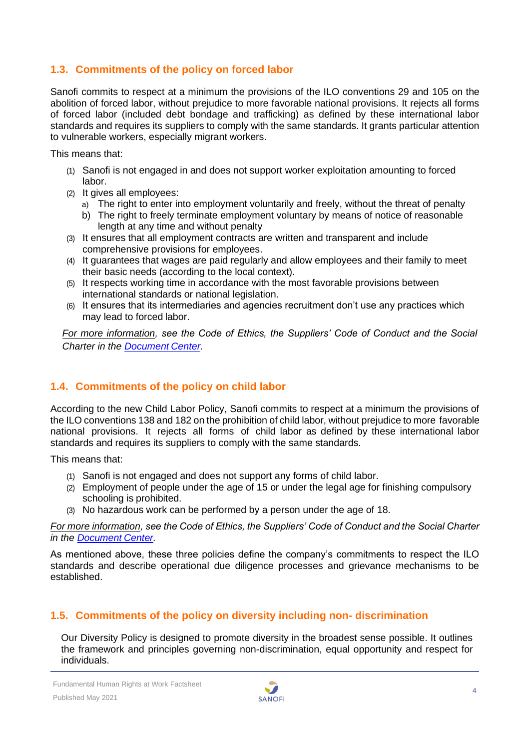## 1.3. Commitments of the policy on forced labor

Sanofi commits to respect at a minimum the provisions of the ILO conventions 29 and 105 on the abolition of forced labor, without prejudice to more favorable national provisions. It rejects all forms of forced labor (included debt bondage and trafficking) as defined by these international labor standards and requires its suppliers to comply with the same standards. It grants particular attention to vulnerable workers, especially migrant workers.

This means that:

(1) Sanofi is not engaged in and does not support worker exploitation amounting to forced labor.
(2) It gives all employees:
   a) The right to enter into employment voluntarily and freely, without the threat of penalty
   b) The right to freely terminate employment voluntary by means of notice of reasonable length at any time and without penalty
(3) It ensures that all employment contracts are written and transparent and include comprehensive provisions for employees.
(4) It guarantees that wages are paid regularly and allow employees and their family to meet their basic needs (according to the local context).
(5) It respects working time in accordance with the most favorable provisions between international standards or national legislation.
(6) It ensures that its intermediaries and agencies recruitment don't use any practices which may lead to forced labor.

*For more information, see the Code of Ethics, the Suppliers' Code of Conduct and the Social Charter in the [Document Center](Document Center).*

## 1.4. Commitments of the policy on child labor

According to the new Child Labor Policy, Sanofi commits to respect at a minimum the provisions of the ILO conventions 138 and 182 on the prohibition of child labor, without prejudice to more favorable national provisions. It rejects all forms of child labor as defined by these international labor standards and requires its suppliers to comply with the same standards.

This means that:

(1) Sanofi is not engaged and does not support any forms of child labor.
(2) Employment of people under the age of 15 or under the legal age for finishing compulsory schooling is prohibited.
(3) No hazardous work can be performed by a person under the age of 18.

*For more information, see the Code of Ethics, the Suppliers' Code of Conduct and the Social Charter in the [Document Center](Document Center).*

As mentioned above, these three policies define the company's commitments to respect the ILO standards and describe operational due diligence processes and grievance mechanisms to be established.

## 1.5. Commitments of the policy on diversity including non- discrimination

Our Diversity Policy is designed to promote diversity in the broadest sense possible. It outlines the framework and principles governing non-discrimination, equal opportunity and respect for individuals.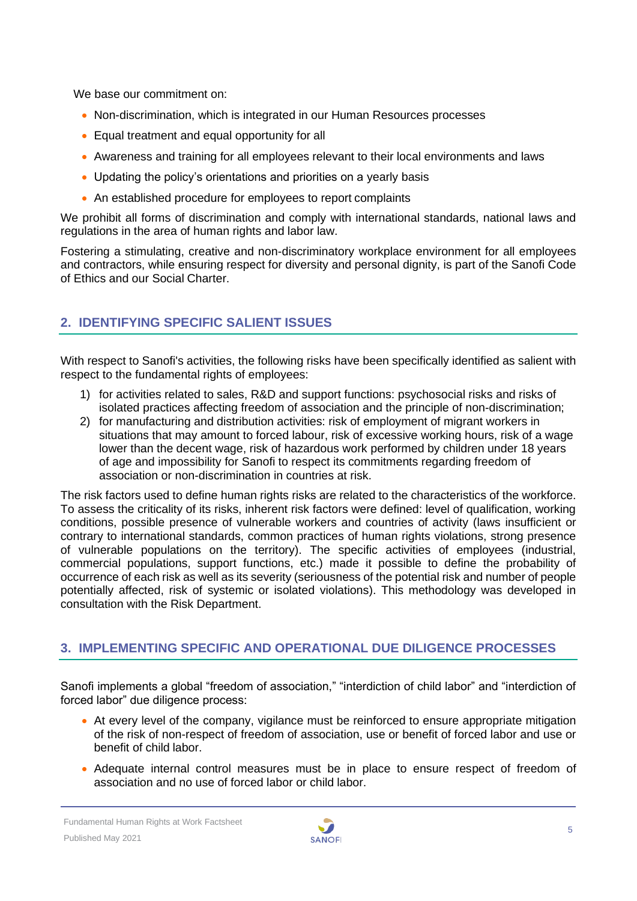We base our commitment on:

- Non-discrimination, which is integrated in our Human Resources processes
- Equal treatment and equal opportunity for all
- Awareness and training for all employees relevant to their local environments and laws
- Updating the policy's orientations and priorities on a yearly basis
- An established procedure for employees to report complaints

We prohibit all forms of discrimination and comply with international standards, national laws and regulations in the area of human rights and labor law.

Fostering a stimulating, creative and non-discriminatory workplace environment for all employees and contractors, while ensuring respect for diversity and personal dignity, is part of the Sanofi Code of Ethics and our Social Charter.

## 2. IDENTIFYING SPECIFIC SALIENT ISSUES

With respect to Sanofi's activities, the following risks have been specifically identified as salient with respect to the fundamental rights of employees:

1) for activities related to sales, R&D and support functions: psychosocial risks and risks of isolated practices affecting freedom of association and the principle of non-discrimination;
2) for manufacturing and distribution activities: risk of employment of migrant workers in situations that may amount to forced labour, risk of excessive working hours, risk of a wage lower than the decent wage, risk of hazardous work performed by children under 18 years of age and impossibility for Sanofi to respect its commitments regarding freedom of association or non-discrimination in countries at risk.

The risk factors used to define human rights risks are related to the characteristics of the workforce. To assess the criticality of its risks, inherent risk factors were defined: level of qualification, working conditions, possible presence of vulnerable workers and countries of activity (laws insufficient or contrary to international standards, common practices of human rights violations, strong presence of vulnerable populations on the territory). The specific activities of employees (industrial, commercial populations, support functions, etc.) made it possible to define the probability of occurrence of each risk as well as its severity (seriousness of the potential risk and number of people potentially affected, risk of systemic or isolated violations). This methodology was developed in consultation with the Risk Department.

## 3. IMPLEMENTING SPECIFIC AND OPERATIONAL DUE DILIGENCE PROCESSES

Sanofi implements a global "freedom of association," "interdiction of child labor" and "interdiction of forced labor" due diligence process:

- At every level of the company, vigilance must be reinforced to ensure appropriate mitigation of the risk of non-respect of freedom of association, use or benefit of forced labor and use or benefit of child labor.
- Adequate internal control measures must be in place to ensure respect of freedom of association and no use of forced labor or child labor.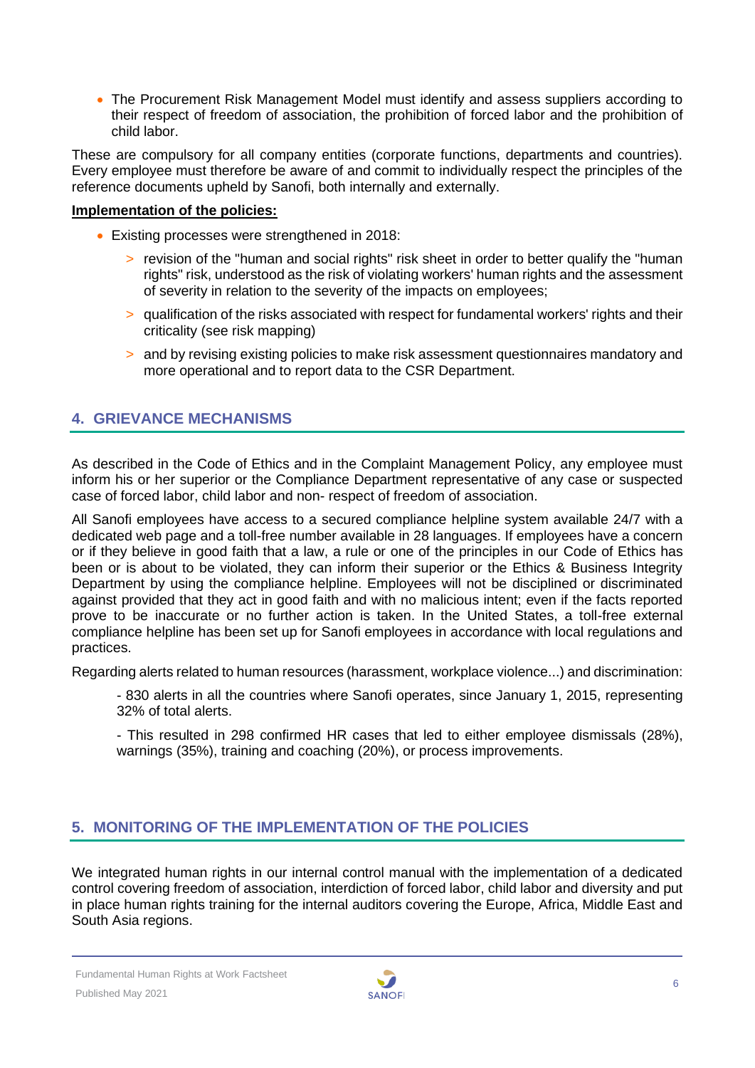- The Procurement Risk Management Model must identify and assess suppliers according to their respect of freedom of association, the prohibition of forced labor and the prohibition of child labor.

These are compulsory for all company entities (corporate functions, departments and countries). Every employee must therefore be aware of and commit to individually respect the principles of the reference documents upheld by Sanofi, both internally and externally.

**Implementation of the policies:**

- Existing processes were strengthened in 2018:
  - revision of the "human and social rights" risk sheet in order to better qualify the "human rights" risk, understood as the risk of violating workers' human rights and the assessment of severity in relation to the severity of the impacts on employees;
  - qualification of the risks associated with respect for fundamental workers' rights and their criticality (see risk mapping)
  - and by revising existing policies to make risk assessment questionnaires mandatory and more operational and to report data to the CSR Department.

## 4. GRIEVANCE MECHANISMS

As described in the Code of Ethics and in the Complaint Management Policy, any employee must inform his or her superior or the Compliance Department representative of any case or suspected case of forced labor, child labor and non- respect of freedom of association.

All Sanofi employees have access to a secured compliance helpline system available 24/7 with a dedicated web page and a toll-free number available in 28 languages. If employees have a concern or if they believe in good faith that a law, a rule or one of the principles in our Code of Ethics has been or is about to be violated, they can inform their superior or the Ethics & Business Integrity Department by using the compliance helpline. Employees will not be disciplined or discriminated against provided that they act in good faith and with no malicious intent; even if the facts reported prove to be inaccurate or no further action is taken. In the United States, a toll-free external compliance helpline has been set up for Sanofi employees in accordance with local regulations and practices.

Regarding alerts related to human resources (harassment, workplace violence...) and discrimination:

- 830 alerts in all the countries where Sanofi operates, since January 1, 2015, representing 32% of total alerts.

- This resulted in 298 confirmed HR cases that led to either employee dismissals (28%), warnings (35%), training and coaching (20%), or process improvements.

## 5. MONITORING OF THE IMPLEMENTATION OF THE POLICIES

We integrated human rights in our internal control manual with the implementation of a dedicated control covering freedom of association, interdiction of forced labor, child labor and diversity and put in place human rights training for the internal auditors covering the Europe, Africa, Middle East and South Asia regions.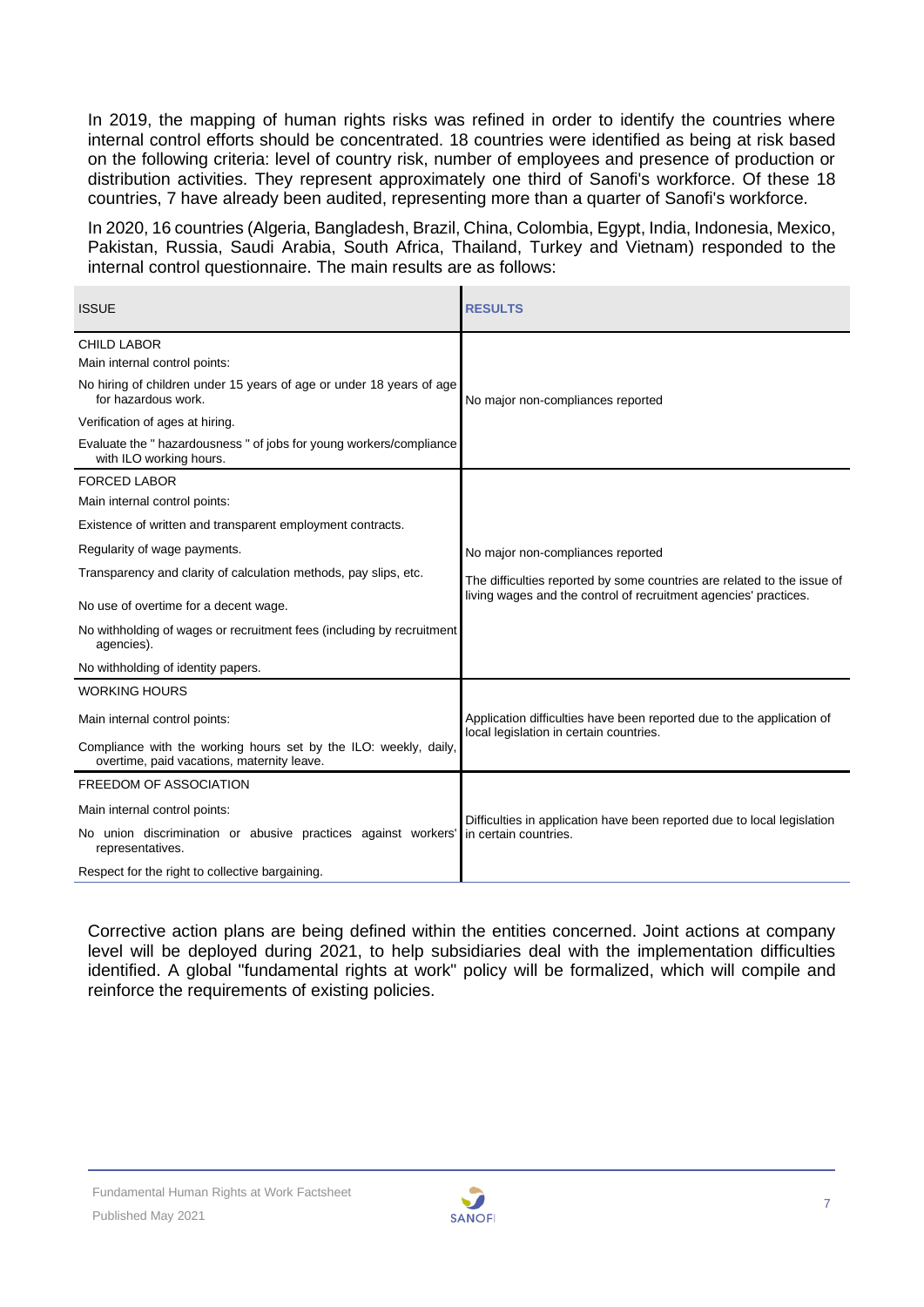In 2019, the mapping of human rights risks was refined in order to identify the countries where internal control efforts should be concentrated. 18 countries were identified as being at risk based on the following criteria: level of country risk, number of employees and presence of production or distribution activities. They represent approximately one third of Sanofi's workforce. Of these 18 countries, 7 have already been audited, representing more than a quarter of Sanofi's workforce.

In 2020, 16 countries (Algeria, Bangladesh, Brazil, China, Colombia, Egypt, India, Indonesia, Mexico, Pakistan, Russia, Saudi Arabia, South Africa, Thailand, Turkey and Vietnam) responded to the internal control questionnaire. The main results are as follows:

| ISSUE | RESULTS |
|---|---|
| CHILD LABOR<br>Main internal control points:<br>No hiring of children under 15 years of age or under 18 years of age for hazardous work.<br>Verification of ages at hiring.<br>Evaluate the " hazardousness " of jobs for young workers/compliance with ILO working hours. | No major non-compliances reported |
| FORCED LABOR<br>Main internal control points:<br>Existence of written and transparent employment contracts.<br>Regularity of wage payments.<br>Transparency and clarity of calculation methods, pay slips, etc.<br>No use of overtime for a decent wage.<br>No withholding of wages or recruitment fees (including by recruitment agencies).<br>No withholding of identity papers. | No major non-compliances reported<br>The difficulties reported by some countries are related to the issue of living wages and the control of recruitment agencies' practices. |
| WORKING HOURS<br>Main internal control points:<br>Compliance with the working hours set by the ILO: weekly, daily, overtime, paid vacations, maternity leave. | Application difficulties have been reported due to the application of local legislation in certain countries. |
| FREEDOM OF ASSOCIATION<br>Main internal control points:<br>No union discrimination or abusive practices against workers' representatives.<br>Respect for the right to collective bargaining. | Difficulties in application have been reported due to local legislation in certain countries. |

Corrective action plans are being defined within the entities concerned. Joint actions at company level will be deployed during 2021, to help subsidiaries deal with the implementation difficulties identified. A global "fundamental rights at work" policy will be formalized, which will compile and reinforce the requirements of existing policies.